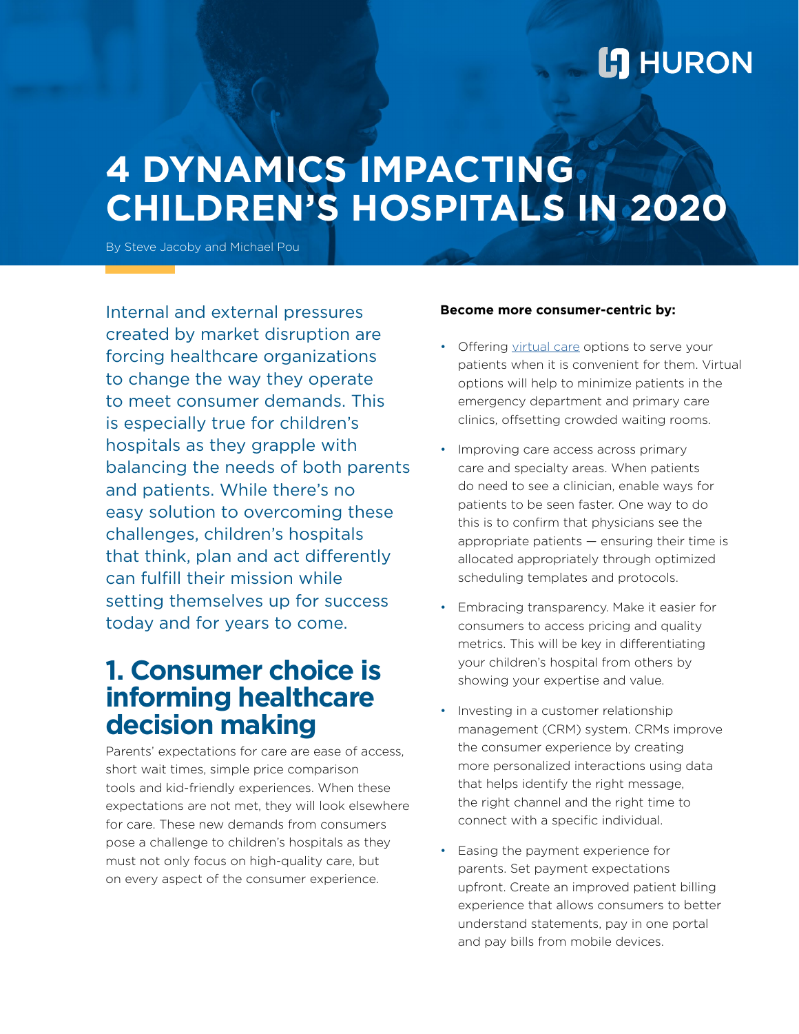HURON

# 4 DYNAMICS IMPACTING CHILDREN'S HOSPITALS IN 2020

By Steve Jacoby and Michael Pou

Internal and external pressures created by market disruption are forcing healthcare organizations to change the way they operate to meet consumer demands. This is especially true for children's hospitals as they grapple with balancing the needs of both parents and patients. While there's no easy solution to overcoming these challenges, children's hospitals that think, plan and act differently can fulfill their mission while setting themselves up for success today and for years to come.

## 1. Consumer choice is informing healthcare decision making

Parents' expectations for care are ease of access, short wait times, simple price comparison tools and kid-friendly experiences. When these expectations are not met, they will look elsewhere for care. These new demands from consumers pose a challenge to children's hospitals as they must not only focus on high-quality care, but on every aspect of the consumer experience.

**Become more consumer-centric by:**

- Offering virtual care options to serve your patients when it is convenient for them. Virtual options will help to minimize patients in the emergency department and primary care clinics, offsetting crowded waiting rooms.
- Improving care access across primary care and specialty areas. When patients do need to see a clinician, enable ways for patients to be seen faster. One way to do this is to confirm that physicians see the appropriate patients — ensuring their time is allocated appropriately through optimized scheduling templates and protocols.
- Embracing transparency. Make it easier for consumers to access pricing and quality metrics. This will be key in differentiating your children's hospital from others by showing your expertise and value.
- Investing in a customer relationship management (CRM) system. CRMs improve the consumer experience by creating more personalized interactions using data that helps identify the right message, the right channel and the right time to connect with a specific individual.
- Easing the payment experience for parents. Set payment expectations upfront. Create an improved patient billing experience that allows consumers to better understand statements, pay in one portal and pay bills from mobile devices.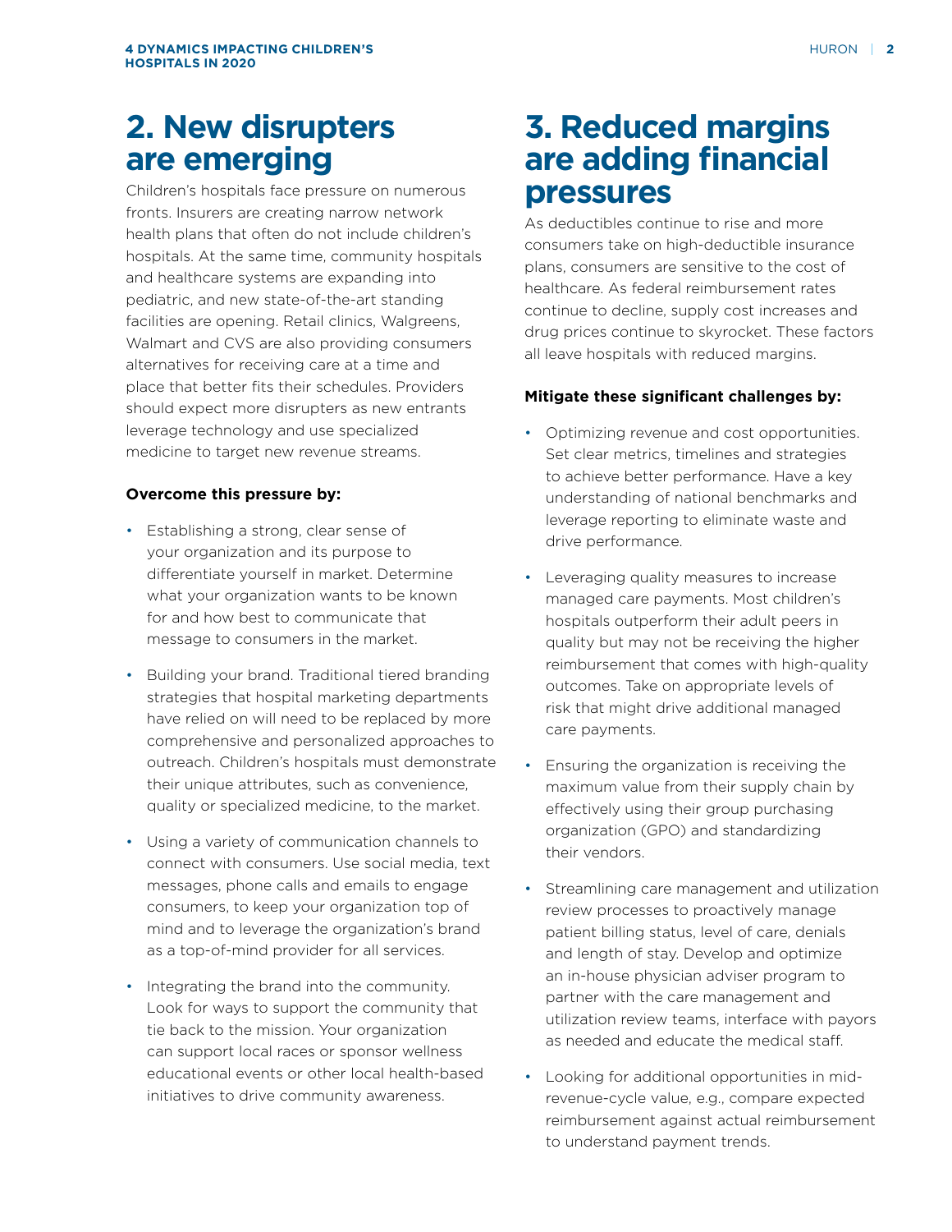## 2. New disrupters are emerging

Children's hospitals face pressure on numerous fronts. Insurers are creating narrow network health plans that often do not include children's hospitals. At the same time, community hospitals and healthcare systems are expanding into pediatric, and new state-of-the-art standing facilities are opening. Retail clinics, Walgreens, Walmart and CVS are also providing consumers alternatives for receiving care at a time and place that better fits their schedules. Providers should expect more disrupters as new entrants leverage technology and use specialized medicine to target new revenue streams.

**Overcome this pressure by:**

- Establishing a strong, clear sense of your organization and its purpose to differentiate yourself in market. Determine what your organization wants to be known for and how best to communicate that message to consumers in the market.
- Building your brand. Traditional tiered branding strategies that hospital marketing departments have relied on will need to be replaced by more comprehensive and personalized approaches to outreach. Children's hospitals must demonstrate their unique attributes, such as convenience, quality or specialized medicine, to the market.
- Using a variety of communication channels to connect with consumers. Use social media, text messages, phone calls and emails to engage consumers, to keep your organization top of mind and to leverage the organization's brand as a top-of-mind provider for all services.
- Integrating the brand into the community. Look for ways to support the community that tie back to the mission. Your organization can support local races or sponsor wellness educational events or other local health-based initiatives to drive community awareness.

## 3. Reduced margins are adding financial pressures

As deductibles continue to rise and more consumers take on high-deductible insurance plans, consumers are sensitive to the cost of healthcare. As federal reimbursement rates continue to decline, supply cost increases and drug prices continue to skyrocket. These factors all leave hospitals with reduced margins.

**Mitigate these significant challenges by:**

- Optimizing revenue and cost opportunities. Set clear metrics, timelines and strategies to achieve better performance. Have a key understanding of national benchmarks and leverage reporting to eliminate waste and drive performance.
- Leveraging quality measures to increase managed care payments. Most children's hospitals outperform their adult peers in quality but may not be receiving the higher reimbursement that comes with high-quality outcomes. Take on appropriate levels of risk that might drive additional managed care payments.
- Ensuring the organization is receiving the maximum value from their supply chain by effectively using their group purchasing organization (GPO) and standardizing their vendors.
- Streamlining care management and utilization review processes to proactively manage patient billing status, level of care, denials and length of stay. Develop and optimize an in-house physician adviser program to partner with the care management and utilization review teams, interface with payors as needed and educate the medical staff.
- Looking for additional opportunities in mid-revenue-cycle value, e.g., compare expected reimbursement against actual reimbursement to understand payment trends.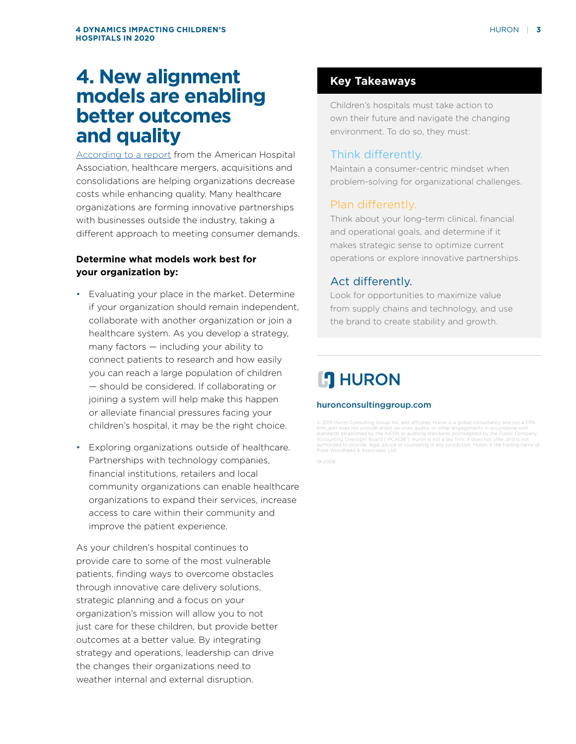## 4. New alignment models are enabling better outcomes and quality

According to a report from the American Hospital Association, healthcare mergers, acquisitions and consolidations are helping organizations decrease costs while enhancing quality. Many healthcare organizations are forming innovative partnerships with businesses outside the industry, taking a different approach to meeting consumer demands.

**Determine what models work best for your organization by:**

- Evaluating your place in the market. Determine if your organization should remain independent, collaborate with another organization or join a healthcare system. As you develop a strategy, many factors — including your ability to connect patients to research and how easily you can reach a large population of children — should be considered. If collaborating or joining a system will help make this happen or alleviate financial pressures facing your children's hospital, it may be the right choice.
- Exploring organizations outside of healthcare. Partnerships with technology companies, financial institutions, retailers and local community organizations can enable healthcare organizations to expand their services, increase access to care within their community and improve the patient experience.

As your children's hospital continues to provide care to some of the most vulnerable patients, finding ways to overcome obstacles through innovative care delivery solutions, strategic planning and a focus on your organization's mission will allow you to not just care for these children, but provide better outcomes at a better value. By integrating strategy and operations, leadership can drive the changes their organizations need to weather internal and external disruption.

### Key Takeaways

Children's hospitals must take action to own their future and navigate the changing environment. To do so, they must:

#### Think differently.

Maintain a consumer-centric mindset when problem-solving for organizational challenges.

#### Plan differently.

Think about your long-term clinical, financial and operational goals, and determine if it makes strategic sense to optimize current operations or explore innovative partnerships.

#### Act differently.

Look for opportunities to maximize value from supply chains and technology, and use the brand to create stability and growth.

HURON

huronconsultinggroup.com

© 2019 Huron Consulting Group Inc. and affiliates. Huron is a global consultancy and not a CPA firm, and does not provide attest services, audits, or other engagements in accordance with standards established by the AICPA or auditing standards promulgated by the Public Company Accounting Oversight Board ("PCAOB"). Huron is not a law firm; it does not offer, and is not authorized to provide, legal advice or counseling in any jurisdiction. Huron is the trading name of Pope Woodhead & Associates Ltd.

19-2008